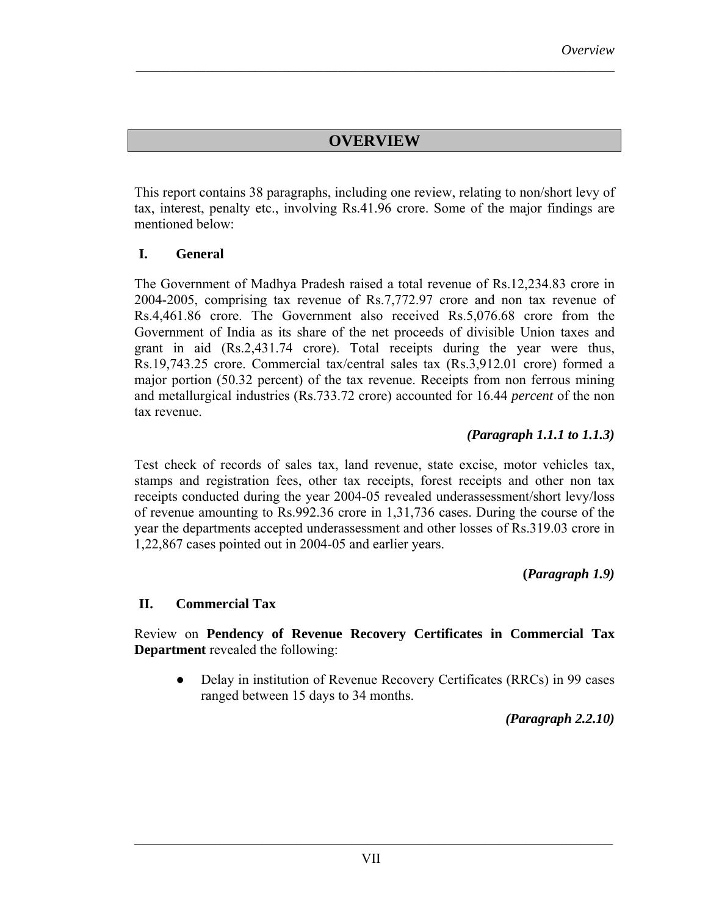# OVERVIEW

This report contains 38 paragraphs, including one review, relating to non/short levy of tax, interest, penalty etc., involving Rs.41.96 crore. Some of the major findings are mentioned below:

## I. General

The Government of Madhya Pradesh raised a total revenue of Rs.12,234.83 crore in 2004-2005, comprising tax revenue of Rs.7,772.97 crore and non tax revenue of Rs.4,461.86 crore. The Government also received Rs.5,076.68 crore from the Government of India as its share of the net proceeds of divisible Union taxes and grant in aid (Rs.2,431.74 crore). Total receipts during the year were thus, Rs.19,743.25 crore. Commercial tax/central sales tax (Rs.3,912.01 crore) formed a major portion (50.32 percent) of the tax revenue. Receipts from non ferrous mining and metallurgical industries (Rs.733.72 crore) accounted for 16.44 *percent* of the non tax revenue.

***(Paragraph 1.1.1 to 1.1.3)***

Test check of records of sales tax, land revenue, state excise, motor vehicles tax, stamps and registration fees, other tax receipts, forest receipts and other non tax receipts conducted during the year 2004-05 revealed underassessment/short levy/loss of revenue amounting to Rs.992.36 crore in 1,31,736 cases. During the course of the year the departments accepted underassessment and other losses of Rs.319.03 crore in 1,22,867 cases pointed out in 2004-05 and earlier years.

**(*Paragraph 1.9)***

## II. Commercial Tax

Review on **Pendency of Revenue Recovery Certificates in Commercial Tax Department** revealed the following:

- Delay in institution of Revenue Recovery Certificates (RRCs) in 99 cases ranged between 15 days to 34 months.

***(Paragraph 2.2.10)***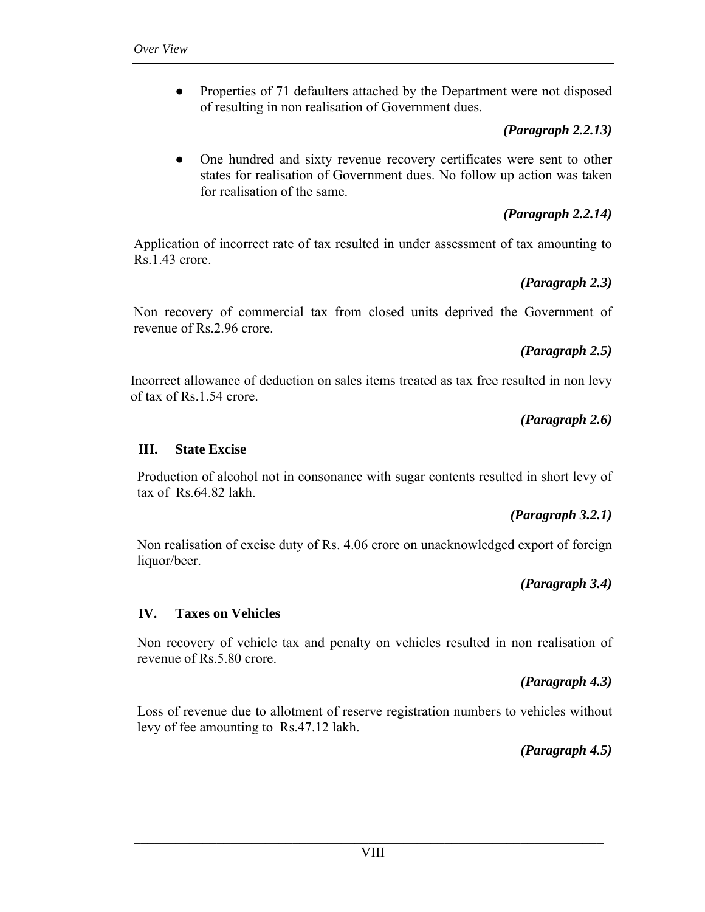- Properties of 71 defaulters attached by the Department were not disposed of resulting in non realisation of Government dues.

  ***(Paragraph 2.2.13)***

- One hundred and sixty revenue recovery certificates were sent to other states for realisation of Government dues. No follow up action was taken for realisation of the same.

  ***(Paragraph 2.2.14)***

Application of incorrect rate of tax resulted in under assessment of tax amounting to Rs.1.43 crore.

***(Paragraph 2.3)***

Non recovery of commercial tax from closed units deprived the Government of revenue of Rs.2.96 crore.

***(Paragraph 2.5)***

Incorrect allowance of deduction on sales items treated as tax free resulted in non levy of tax of Rs.1.54 crore.

***(Paragraph 2.6)***

## III. State Excise

Production of alcohol not in consonance with sugar contents resulted in short levy of tax of Rs.64.82 lakh.

***(Paragraph 3.2.1)***

Non realisation of excise duty of Rs. 4.06 crore on unacknowledged export of foreign liquor/beer.

***(Paragraph 3.4)***

## IV. Taxes on Vehicles

Non recovery of vehicle tax and penalty on vehicles resulted in non realisation of revenue of Rs.5.80 crore.

***(Paragraph 4.3)***

Loss of revenue due to allotment of reserve registration numbers to vehicles without levy of fee amounting to Rs.47.12 lakh.

***(Paragraph 4.5)***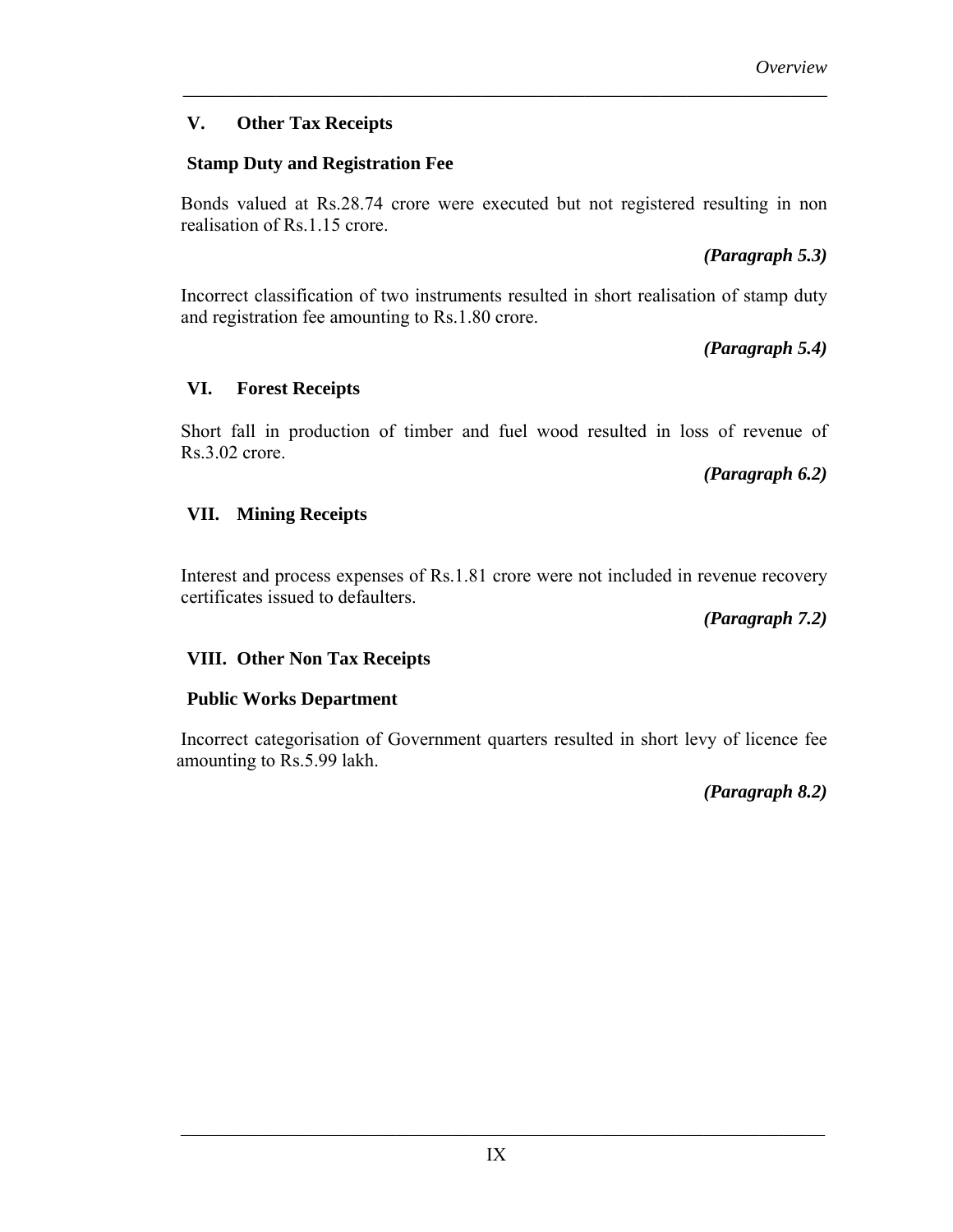## V. Other Tax Receipts

### Stamp Duty and Registration Fee

Bonds valued at Rs.28.74 crore were executed but not registered resulting in non realisation of Rs.1.15 crore.

***(Paragraph 5.3)***

Incorrect classification of two instruments resulted in short realisation of stamp duty and registration fee amounting to Rs.1.80 crore.

***(Paragraph 5.4)***

## VI. Forest Receipts

Short fall in production of timber and fuel wood resulted in loss of revenue of Rs.3.02 crore.

***(Paragraph 6.2)***

## VII. Mining Receipts

Interest and process expenses of Rs.1.81 crore were not included in revenue recovery certificates issued to defaulters.

***(Paragraph 7.2)***

## VIII. Other Non Tax Receipts

### Public Works Department

Incorrect categorisation of Government quarters resulted in short levy of licence fee amounting to Rs.5.99 lakh.

***(Paragraph 8.2)***